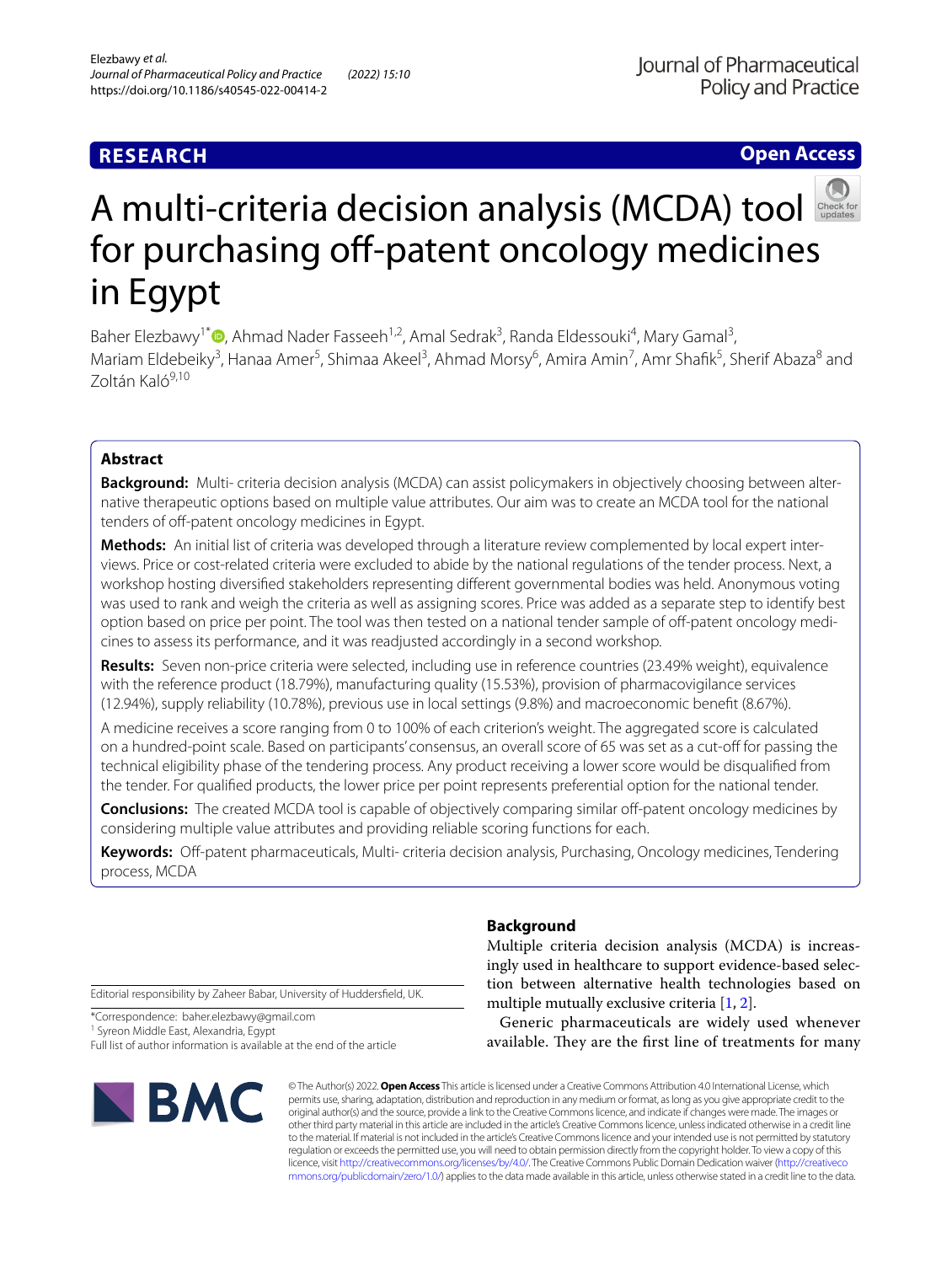**RESEARCH** **Open Access**

# A multi-criteria decision analysis (MCDA) tool for purchasing off-patent oncology medicines in Egypt

Baher Elezbawy[1*], Ahmad Nader Fasseeh[1,2], Amal Sedrak[3], Randa Eldessouki[4], Mary Gamal[3], Mariam Eldebeiky[3], Hanaa Amer[5], Shimaa Akeel[3], Ahmad Morsy[6], Amira Amin[7], Amr Shafik[5], Sherif Abaza[8] and Zoltán Kaló[9,10]

## Abstract

**Background:** Multi- criteria decision analysis (MCDA) can assist policymakers in objectively choosing between alternative therapeutic options based on multiple value attributes. Our aim was to create an MCDA tool for the national tenders of off-patent oncology medicines in Egypt.

**Methods:** An initial list of criteria was developed through a literature review complemented by local expert interviews. Price or cost-related criteria were excluded to abide by the national regulations of the tender process. Next, a workshop hosting diversified stakeholders representing different governmental bodies was held. Anonymous voting was used to rank and weigh the criteria as well as assigning scores. Price was added as a separate step to identify best option based on price per point. The tool was then tested on a national tender sample of off-patent oncology medicines to assess its performance, and it was readjusted accordingly in a second workshop.

**Results:** Seven non-price criteria were selected, including use in reference countries (23.49% weight), equivalence with the reference product (18.79%), manufacturing quality (15.53%), provision of pharmacovigilance services (12.94%), supply reliability (10.78%), previous use in local settings (9.8%) and macroeconomic benefit (8.67%).

A medicine receives a score ranging from 0 to 100% of each criterion's weight. The aggregated score is calculated on a hundred-point scale. Based on participants' consensus, an overall score of 65 was set as a cut-off for passing the technical eligibility phase of the tendering process. Any product receiving a lower score would be disqualified from the tender. For qualified products, the lower price per point represents preferential option for the national tender.

**Conclusions:** The created MCDA tool is capable of objectively comparing similar off-patent oncology medicines by considering multiple value attributes and providing reliable scoring functions for each.

**Keywords:** Off-patent pharmaceuticals, Multi- criteria decision analysis, Purchasing, Oncology medicines, Tendering process, MCDA

Editorial responsibility by Zaheer Babar, University of Huddersfield, UK.

*Correspondence: baher.elezbawy@gmail.com
[1] Syreon Middle East, Alexandria, Egypt
Full list of author information is available at the end of the article

## Background

Multiple criteria decision analysis (MCDA) is increasingly used in healthcare to support evidence-based selection between alternative health technologies based on multiple mutually exclusive criteria [1, 2].

Generic pharmaceuticals are widely used whenever available. They are the first line of treatments for many

© The Author(s) 2022. **Open Access** This article is licensed under a Creative Commons Attribution 4.0 International License, which permits use, sharing, adaptation, distribution and reproduction in any medium or format, as long as you give appropriate credit to the original author(s) and the source, provide a link to the Creative Commons licence, and indicate if changes were made. The images or other third party material in this article are included in the article's Creative Commons licence, unless indicated otherwise in a credit line to the material. If material is not included in the article's Creative Commons licence and your intended use is not permitted by statutory regulation or exceeds the permitted use, you will need to obtain permission directly from the copyright holder. To view a copy of this licence, visit http://creativecommons.org/licenses/by/4.0/. The Creative Commons Public Domain Dedication waiver (http://creativecommons.org/publicdomain/zero/1.0/) applies to the data made available in this article, unless otherwise stated in a credit line to the data.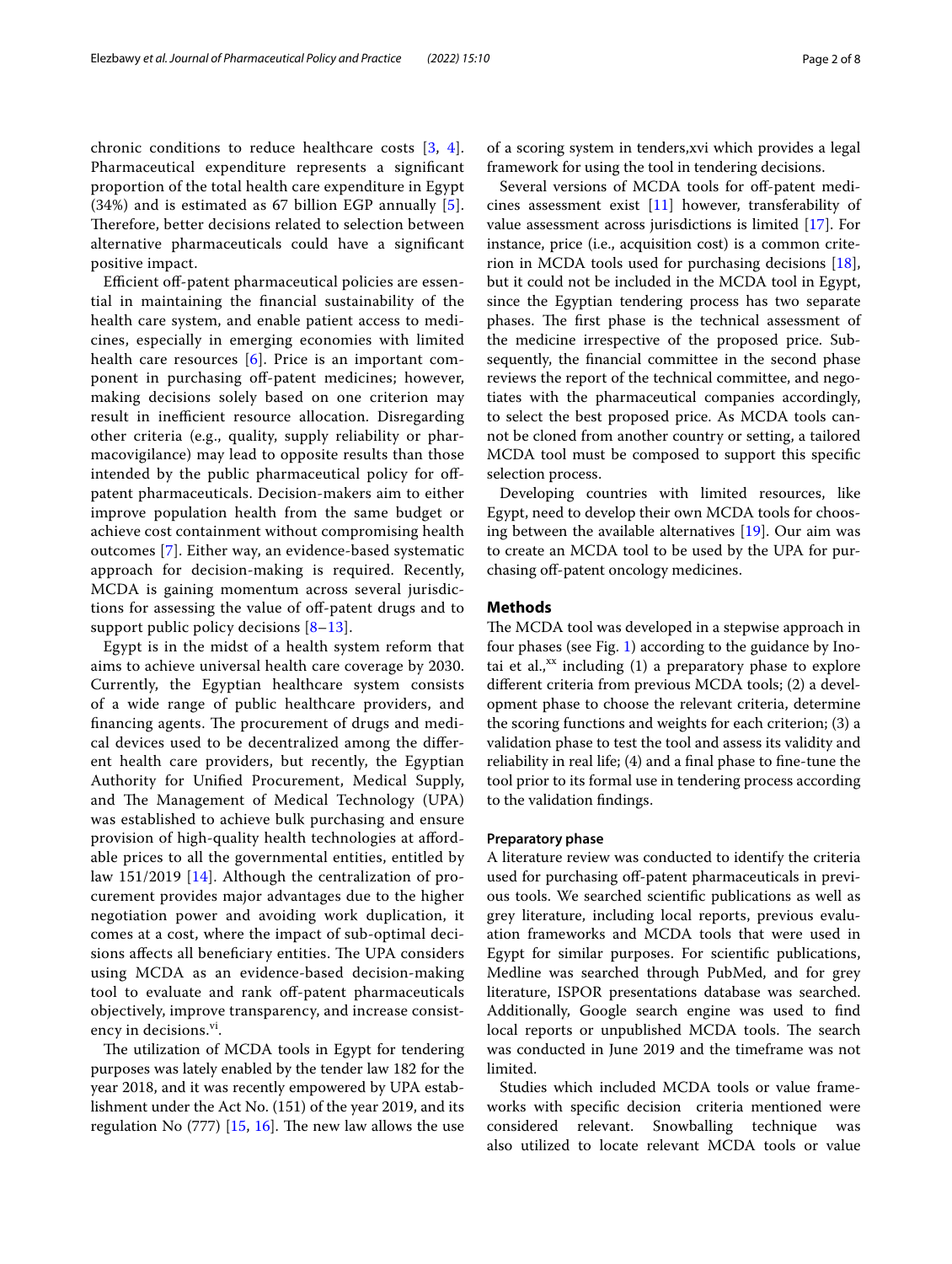chronic conditions to reduce healthcare costs [3, 4]. Pharmaceutical expenditure represents a significant proportion of the total health care expenditure in Egypt (34%) and is estimated as 67 billion EGP annually [5]. Therefore, better decisions related to selection between alternative pharmaceuticals could have a significant positive impact.

Efficient off-patent pharmaceutical policies are essential in maintaining the financial sustainability of the health care system, and enable patient access to medicines, especially in emerging economies with limited health care resources [6]. Price is an important component in purchasing off-patent medicines; however, making decisions solely based on one criterion may result in inefficient resource allocation. Disregarding other criteria (e.g., quality, supply reliability or pharmacovigilance) may lead to opposite results than those intended by the public pharmaceutical policy for off-patent pharmaceuticals. Decision-makers aim to either improve population health from the same budget or achieve cost containment without compromising health outcomes [7]. Either way, an evidence-based systematic approach for decision-making is required. Recently, MCDA is gaining momentum across several jurisdictions for assessing the value of off-patent drugs and to support public policy decisions [8–13].

Egypt is in the midst of a health system reform that aims to achieve universal health care coverage by 2030. Currently, the Egyptian healthcare system consists of a wide range of public healthcare providers, and financing agents. The procurement of drugs and medical devices used to be decentralized among the different health care providers, but recently, the Egyptian Authority for Unified Procurement, Medical Supply, and The Management of Medical Technology (UPA) was established to achieve bulk purchasing and ensure provision of high-quality health technologies at affordable prices to all the governmental entities, entitled by law 151/2019 [14]. Although the centralization of procurement provides major advantages due to the higher negotiation power and avoiding work duplication, it comes at a cost, where the impact of sub-optimal decisions affects all beneficiary entities. The UPA considers using MCDA as an evidence-based decision-making tool to evaluate and rank off-patent pharmaceuticals objectively, improve transparency, and increase consistency in decisions.[vi].

The utilization of MCDA tools in Egypt for tendering purposes was lately enabled by the tender law 182 for the year 2018, and it was recently empowered by UPA establishment under the Act No. (151) of the year 2019, and its regulation No (777) [15, 16]. The new law allows the use of a scoring system in tenders,xvi which provides a legal framework for using the tool in tendering decisions.

Several versions of MCDA tools for off-patent medicines assessment exist [11] however, transferability of value assessment across jurisdictions is limited [17]. For instance, price (i.e., acquisition cost) is a common criterion in MCDA tools used for purchasing decisions [18], but it could not be included in the MCDA tool in Egypt, since the Egyptian tendering process has two separate phases. The first phase is the technical assessment of the medicine irrespective of the proposed price. Subsequently, the financial committee in the second phase reviews the report of the technical committee, and negotiates with the pharmaceutical companies accordingly, to select the best proposed price. As MCDA tools cannot be cloned from another country or setting, a tailored MCDA tool must be composed to support this specific selection process.

Developing countries with limited resources, like Egypt, need to develop their own MCDA tools for choosing between the available alternatives [19]. Our aim was to create an MCDA tool to be used by the UPA for purchasing off-patent oncology medicines.

## Methods

The MCDA tool was developed in a stepwise approach in four phases (see Fig. 1) according to the guidance by Inotai et al.,[xx] including (1) a preparatory phase to explore different criteria from previous MCDA tools; (2) a development phase to choose the relevant criteria, determine the scoring functions and weights for each criterion; (3) a validation phase to test the tool and assess its validity and reliability in real life; (4) and a final phase to fine-tune the tool prior to its formal use in tendering process according to the validation findings.

### Preparatory phase

A literature review was conducted to identify the criteria used for purchasing off-patent pharmaceuticals in previous tools. We searched scientific publications as well as grey literature, including local reports, previous evaluation frameworks and MCDA tools that were used in Egypt for similar purposes. For scientific publications, Medline was searched through PubMed, and for grey literature, ISPOR presentations database was searched. Additionally, Google search engine was used to find local reports or unpublished MCDA tools. The search was conducted in June 2019 and the timeframe was not limited.

Studies which included MCDA tools or value frameworks with specific decision criteria mentioned were considered relevant. Snowballing technique was also utilized to locate relevant MCDA tools or value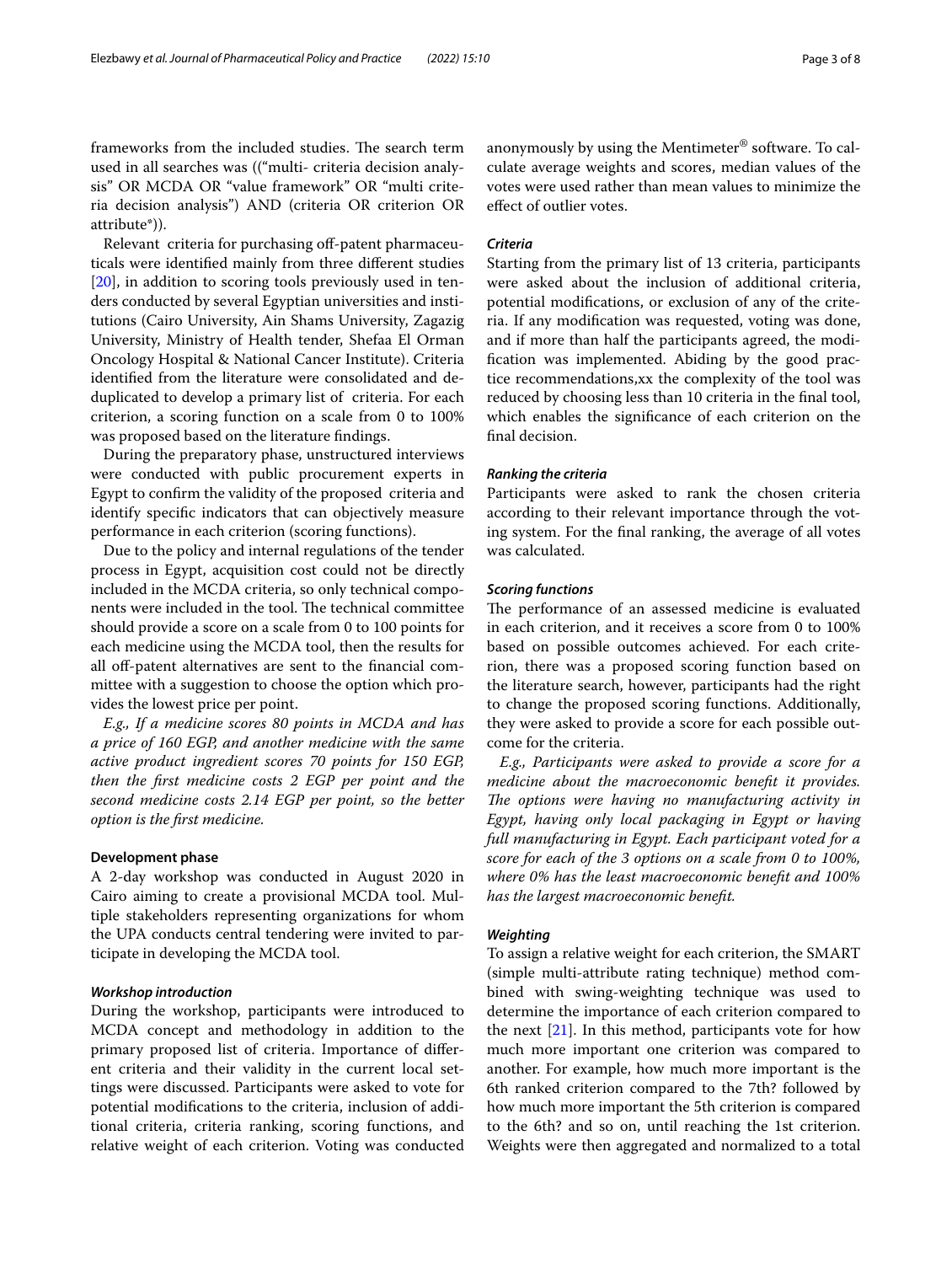frameworks from the included studies. The search term used in all searches was (("multi- criteria decision analysis" OR MCDA OR "value framework" OR "multi criteria decision analysis") AND (criteria OR criterion OR attribute*)).

Relevant criteria for purchasing off-patent pharmaceuticals were identified mainly from three different studies [20], in addition to scoring tools previously used in tenders conducted by several Egyptian universities and institutions (Cairo University, Ain Shams University, Zagazig University, Ministry of Health tender, Shefaa El Orman Oncology Hospital & National Cancer Institute). Criteria identified from the literature were consolidated and de-duplicated to develop a primary list of criteria. For each criterion, a scoring function on a scale from 0 to 100% was proposed based on the literature findings.

During the preparatory phase, unstructured interviews were conducted with public procurement experts in Egypt to confirm the validity of the proposed criteria and identify specific indicators that can objectively measure performance in each criterion (scoring functions).

Due to the policy and internal regulations of the tender process in Egypt, acquisition cost could not be directly included in the MCDA criteria, so only technical components were included in the tool. The technical committee should provide a score on a scale from 0 to 100 points for each medicine using the MCDA tool, then the results for all off-patent alternatives are sent to the financial committee with a suggestion to choose the option which provides the lowest price per point.

*E.g., If a medicine scores 80 points in MCDA and has a price of 160 EGP, and another medicine with the same active product ingredient scores 70 points for 150 EGP, then the first medicine costs 2 EGP per point and the second medicine costs 2.14 EGP per point, so the better option is the first medicine.*

## Development phase

A 2-day workshop was conducted in August 2020 in Cairo aiming to create a provisional MCDA tool. Multiple stakeholders representing organizations for whom the UPA conducts central tendering were invited to participate in developing the MCDA tool.

### *Workshop introduction*

During the workshop, participants were introduced to MCDA concept and methodology in addition to the primary proposed list of criteria. Importance of different criteria and their validity in the current local settings were discussed. Participants were asked to vote for potential modifications to the criteria, inclusion of additional criteria, criteria ranking, scoring functions, and relative weight of each criterion. Voting was conducted anonymously by using the Mentimeter® software. To calculate average weights and scores, median values of the votes were used rather than mean values to minimize the effect of outlier votes.

### *Criteria*

Starting from the primary list of 13 criteria, participants were asked about the inclusion of additional criteria, potential modifications, or exclusion of any of the criteria. If any modification was requested, voting was done, and if more than half the participants agreed, the modification was implemented. Abiding by the good practice recommendations,xx the complexity of the tool was reduced by choosing less than 10 criteria in the final tool, which enables the significance of each criterion on the final decision.

### *Ranking the criteria*

Participants were asked to rank the chosen criteria according to their relevant importance through the voting system. For the final ranking, the average of all votes was calculated.

### *Scoring functions*

The performance of an assessed medicine is evaluated in each criterion, and it receives a score from 0 to 100% based on possible outcomes achieved. For each criterion, there was a proposed scoring function based on the literature search, however, participants had the right to change the proposed scoring functions. Additionally, they were asked to provide a score for each possible outcome for the criteria.

*E.g., Participants were asked to provide a score for a medicine about the macroeconomic benefit it provides. The options were having no manufacturing activity in Egypt, having only local packaging in Egypt or having full manufacturing in Egypt. Each participant voted for a score for each of the 3 options on a scale from 0 to 100%, where 0% has the least macroeconomic benefit and 100% has the largest macroeconomic benefit.*

### *Weighting*

To assign a relative weight for each criterion, the SMART (simple multi-attribute rating technique) method combined with swing-weighting technique was used to determine the importance of each criterion compared to the next [21]. In this method, participants vote for how much more important one criterion was compared to another. For example, how much more important is the 6th ranked criterion compared to the 7th? followed by how much more important the 5th criterion is compared to the 6th? and so on, until reaching the 1st criterion. Weights were then aggregated and normalized to a total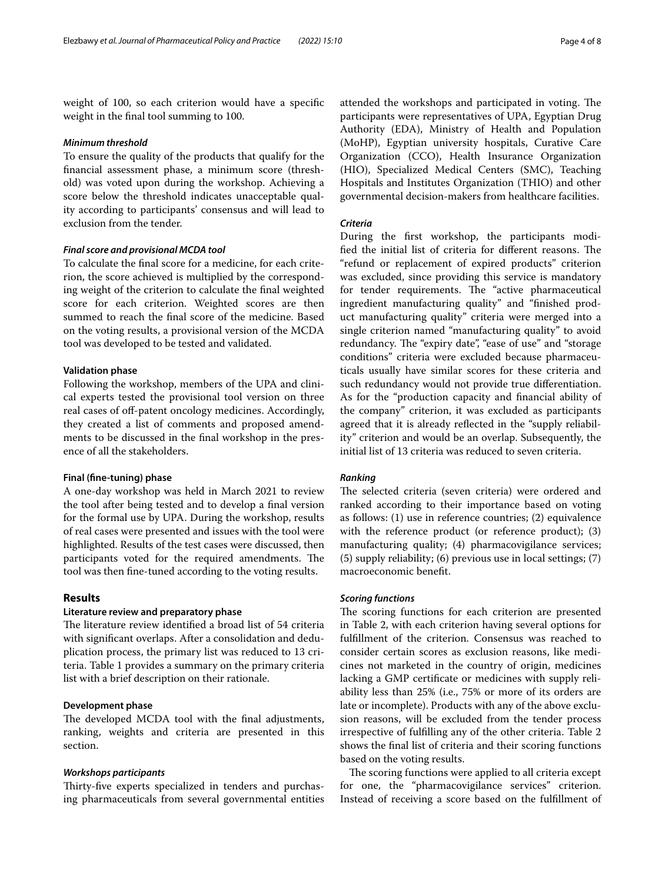weight of 100, so each criterion would have a specific weight in the final tool summing to 100.

#### *Minimum threshold*

To ensure the quality of the products that qualify for the financial assessment phase, a minimum score (threshold) was voted upon during the workshop. Achieving a score below the threshold indicates unacceptable quality according to participants' consensus and will lead to exclusion from the tender.

#### *Final score and provisional MCDA tool*

To calculate the final score for a medicine, for each criterion, the score achieved is multiplied by the corresponding weight of the criterion to calculate the final weighted score for each criterion. Weighted scores are then summed to reach the final score of the medicine. Based on the voting results, a provisional version of the MCDA tool was developed to be tested and validated.

### Validation phase

Following the workshop, members of the UPA and clinical experts tested the provisional tool version on three real cases of off-patent oncology medicines. Accordingly, they created a list of comments and proposed amendments to be discussed in the final workshop in the presence of all the stakeholders.

### Final (fine-tuning) phase

A one-day workshop was held in March 2021 to review the tool after being tested and to develop a final version for the formal use by UPA. During the workshop, results of real cases were presented and issues with the tool were highlighted. Results of the test cases were discussed, then participants voted for the required amendments. The tool was then fine-tuned according to the voting results.

## Results

### Literature review and preparatory phase

The literature review identified a broad list of 54 criteria with significant overlaps. After a consolidation and deduplication process, the primary list was reduced to 13 criteria. Table 1 provides a summary on the primary criteria list with a brief description on their rationale.

### Development phase

The developed MCDA tool with the final adjustments, ranking, weights and criteria are presented in this section.

#### *Workshops participants*

Thirty-five experts specialized in tenders and purchasing pharmaceuticals from several governmental entities attended the workshops and participated in voting. The participants were representatives of UPA, Egyptian Drug Authority (EDA), Ministry of Health and Population (MoHP), Egyptian university hospitals, Curative Care Organization (CCO), Health Insurance Organization (HIO), Specialized Medical Centers (SMC), Teaching Hospitals and Institutes Organization (THIO) and other governmental decision-makers from healthcare facilities.

#### *Criteria*

During the first workshop, the participants modified the initial list of criteria for different reasons. The "refund or replacement of expired products" criterion was excluded, since providing this service is mandatory for tender requirements. The "active pharmaceutical ingredient manufacturing quality" and "finished product manufacturing quality" criteria were merged into a single criterion named "manufacturing quality" to avoid redundancy. The "expiry date", "ease of use" and "storage conditions" criteria were excluded because pharmaceuticals usually have similar scores for these criteria and such redundancy would not provide true differentiation. As for the "production capacity and financial ability of the company" criterion, it was excluded as participants agreed that it is already reflected in the "supply reliability" criterion and would be an overlap. Subsequently, the initial list of 13 criteria was reduced to seven criteria.

#### *Ranking*

The selected criteria (seven criteria) were ordered and ranked according to their importance based on voting as follows: (1) use in reference countries; (2) equivalence with the reference product (or reference product); (3) manufacturing quality; (4) pharmacovigilance services; (5) supply reliability; (6) previous use in local settings; (7) macroeconomic benefit.

#### *Scoring functions*

The scoring functions for each criterion are presented in Table 2, with each criterion having several options for fulfillment of the criterion. Consensus was reached to consider certain scores as exclusion reasons, like medicines not marketed in the country of origin, medicines lacking a GMP certificate or medicines with supply reliability less than 25% (i.e., 75% or more of its orders are late or incomplete). Products with any of the above exclusion reasons, will be excluded from the tender process irrespective of fulfilling any of the other criteria. Table 2 shows the final list of criteria and their scoring functions based on the voting results.

The scoring functions were applied to all criteria except for one, the "pharmacovigilance services" criterion. Instead of receiving a score based on the fulfillment of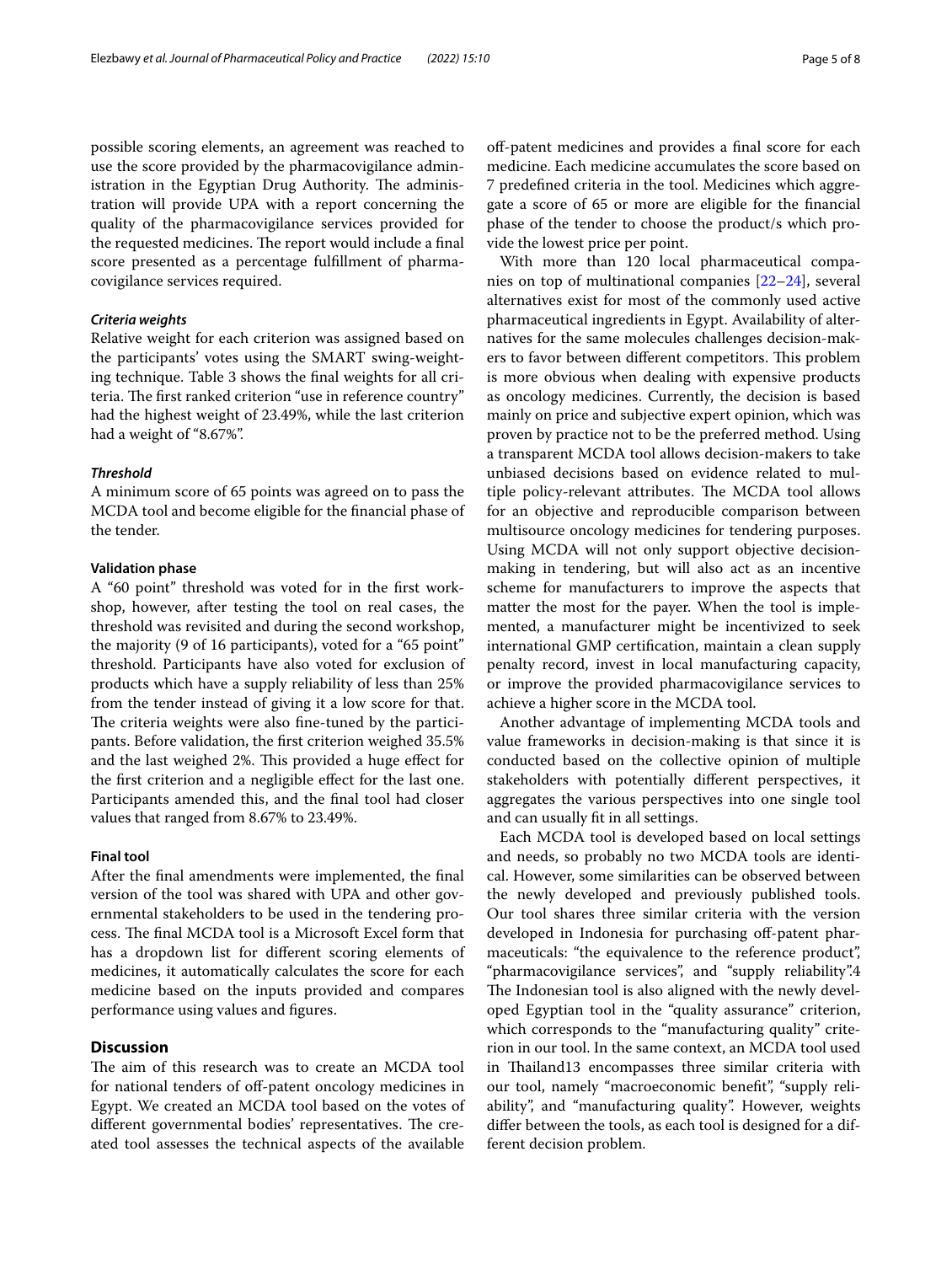possible scoring elements, an agreement was reached to use the score provided by the pharmacovigilance administration in the Egyptian Drug Authority. The administration will provide UPA with a report concerning the quality of the pharmacovigilance services provided for the requested medicines. The report would include a final score presented as a percentage fulfillment of pharmacovigilance services required.

#### *Criteria weights*

Relative weight for each criterion was assigned based on the participants' votes using the SMART swing-weighting technique. Table 3 shows the final weights for all criteria. The first ranked criterion "use in reference country" had the highest weight of 23.49%, while the last criterion had a weight of "8.67%".

#### *Threshold*

A minimum score of 65 points was agreed on to pass the MCDA tool and become eligible for the financial phase of the tender.

### Validation phase

A "60 point" threshold was voted for in the first workshop, however, after testing the tool on real cases, the threshold was revisited and during the second workshop, the majority (9 of 16 participants), voted for a "65 point" threshold. Participants have also voted for exclusion of products which have a supply reliability of less than 25% from the tender instead of giving it a low score for that. The criteria weights were also fine-tuned by the participants. Before validation, the first criterion weighed 35.5% and the last weighed 2%. This provided a huge effect for the first criterion and a negligible effect for the last one. Participants amended this, and the final tool had closer values that ranged from 8.67% to 23.49%.

### Final tool

After the final amendments were implemented, the final version of the tool was shared with UPA and other governmental stakeholders to be used in the tendering process. The final MCDA tool is a Microsoft Excel form that has a dropdown list for different scoring elements of medicines, it automatically calculates the score for each medicine based on the inputs provided and compares performance using values and figures.

## Discussion

The aim of this research was to create an MCDA tool for national tenders of off-patent oncology medicines in Egypt. We created an MCDA tool based on the votes of different governmental bodies' representatives. The created tool assesses the technical aspects of the available off-patent medicines and provides a final score for each medicine. Each medicine accumulates the score based on 7 predefined criteria in the tool. Medicines which aggregate a score of 65 or more are eligible for the financial phase of the tender to choose the product/s which provide the lowest price per point.

With more than 120 local pharmaceutical companies on top of multinational companies [22–24], several alternatives exist for most of the commonly used active pharmaceutical ingredients in Egypt. Availability of alternatives for the same molecules challenges decision-makers to favor between different competitors. This problem is more obvious when dealing with expensive products as oncology medicines. Currently, the decision is based mainly on price and subjective expert opinion, which was proven by practice not to be the preferred method. Using a transparent MCDA tool allows decision-makers to take unbiased decisions based on evidence related to multiple policy-relevant attributes. The MCDA tool allows for an objective and reproducible comparison between multisource oncology medicines for tendering purposes. Using MCDA will not only support objective decision-making in tendering, but will also act as an incentive scheme for manufacturers to improve the aspects that matter the most for the payer. When the tool is implemented, a manufacturer might be incentivized to seek international GMP certification, maintain a clean supply penalty record, invest in local manufacturing capacity, or improve the provided pharmacovigilance services to achieve a higher score in the MCDA tool.

Another advantage of implementing MCDA tools and value frameworks in decision-making is that since it is conducted based on the collective opinion of multiple stakeholders with potentially different perspectives, it aggregates the various perspectives into one single tool and can usually fit in all settings.

Each MCDA tool is developed based on local settings and needs, so probably no two MCDA tools are identical. However, some similarities can be observed between the newly developed and previously published tools. Our tool shares three similar criteria with the version developed in Indonesia for purchasing off-patent pharmaceuticals: "the equivalence to the reference product", "pharmacovigilance services", and "supply reliability".4 The Indonesian tool is also aligned with the newly developed Egyptian tool in the "quality assurance" criterion, which corresponds to the "manufacturing quality" criterion in our tool. In the same context, an MCDA tool used in Thailand13 encompasses three similar criteria with our tool, namely "macroeconomic benefit", "supply reliability", and "manufacturing quality". However, weights differ between the tools, as each tool is designed for a different decision problem.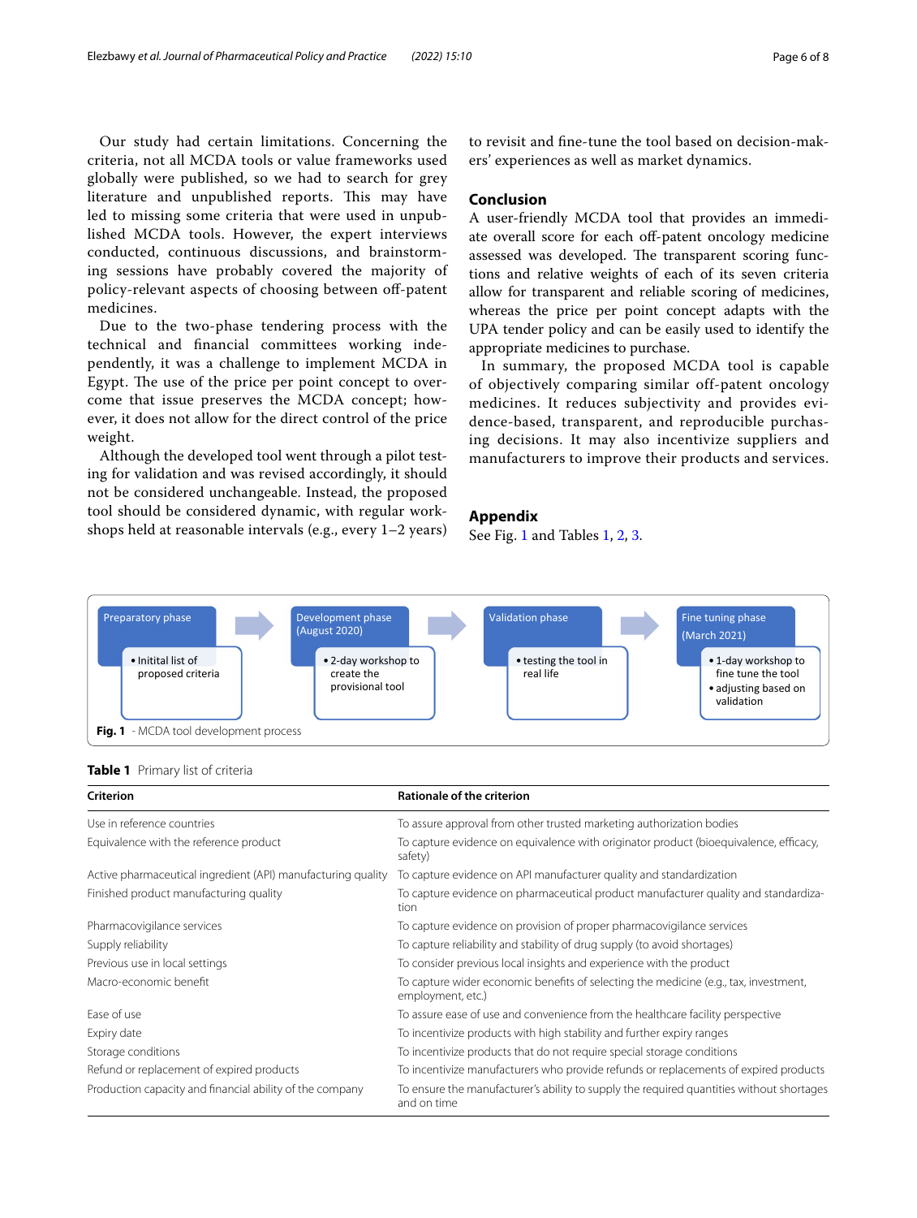Our study had certain limitations. Concerning the criteria, not all MCDA tools or value frameworks used globally were published, so we had to search for grey literature and unpublished reports. This may have led to missing some criteria that were used in unpublished MCDA tools. However, the expert interviews conducted, continuous discussions, and brainstorming sessions have probably covered the majority of policy-relevant aspects of choosing between off-patent medicines.

Due to the two-phase tendering process with the technical and financial committees working independently, it was a challenge to implement MCDA in Egypt. The use of the price per point concept to overcome that issue preserves the MCDA concept; however, it does not allow for the direct control of the price weight.

Although the developed tool went through a pilot testing for validation and was revised accordingly, it should not be considered unchangeable. Instead, the proposed tool should be considered dynamic, with regular workshops held at reasonable intervals (e.g., every 1–2 years) to revisit and fine-tune the tool based on decision-makers' experiences as well as market dynamics.

## Conclusion

A user-friendly MCDA tool that provides an immediate overall score for each off-patent oncology medicine assessed was developed. The transparent scoring functions and relative weights of each of its seven criteria allow for transparent and reliable scoring of medicines, whereas the price per point concept adapts with the UPA tender policy and can be easily used to identify the appropriate medicines to purchase.

In summary, the proposed MCDA tool is capable of objectively comparing similar off-patent oncology medicines. It reduces subjectivity and provides evidence-based, transparent, and reproducible purchasing decisions. It may also incentivize suppliers and manufacturers to improve their products and services.

## Appendix

See Fig. 1 and Tables 1, 2, 3.

Preparatory phase
- Initital list of proposed criteria

Development phase (August 2020)
- 2-day workshop to create the provisional tool

Validation phase
- testing the tool in real life

Fine tuning phase (March 2021)
- 1-day workshop to fine tune the tool
- adjusting based on validation

**Fig. 1** - MCDA tool development process

**Table 1** Primary list of criteria

| Criterion | Rationale of the criterion |
|---|---|
| Use in reference countries | To assure approval from other trusted marketing authorization bodies |
| Equivalence with the reference product | To capture evidence on equivalence with originator product (bioequivalence, efficacy, safety) |
| Active pharmaceutical ingredient (API) manufacturing quality | To capture evidence on API manufacturer quality and standardization |
| Finished product manufacturing quality | To capture evidence on pharmaceutical product manufacturer quality and standardization |
| Pharmacovigilance services | To capture evidence on provision of proper pharmacovigilance services |
| Supply reliability | To capture reliability and stability of drug supply (to avoid shortages) |
| Previous use in local settings | To consider previous local insights and experience with the product |
| Macro-economic benefit | To capture wider economic benefits of selecting the medicine (e.g., tax, investment, employment, etc.) |
| Ease of use | To assure ease of use and convenience from the healthcare facility perspective |
| Expiry date | To incentivize products with high stability and further expiry ranges |
| Storage conditions | To incentivize products that do not require special storage conditions |
| Refund or replacement of expired products | To incentivize manufacturers who provide refunds or replacements of expired products |
| Production capacity and financial ability of the company | To ensure the manufacturer's ability to supply the required quantities without shortages and on time |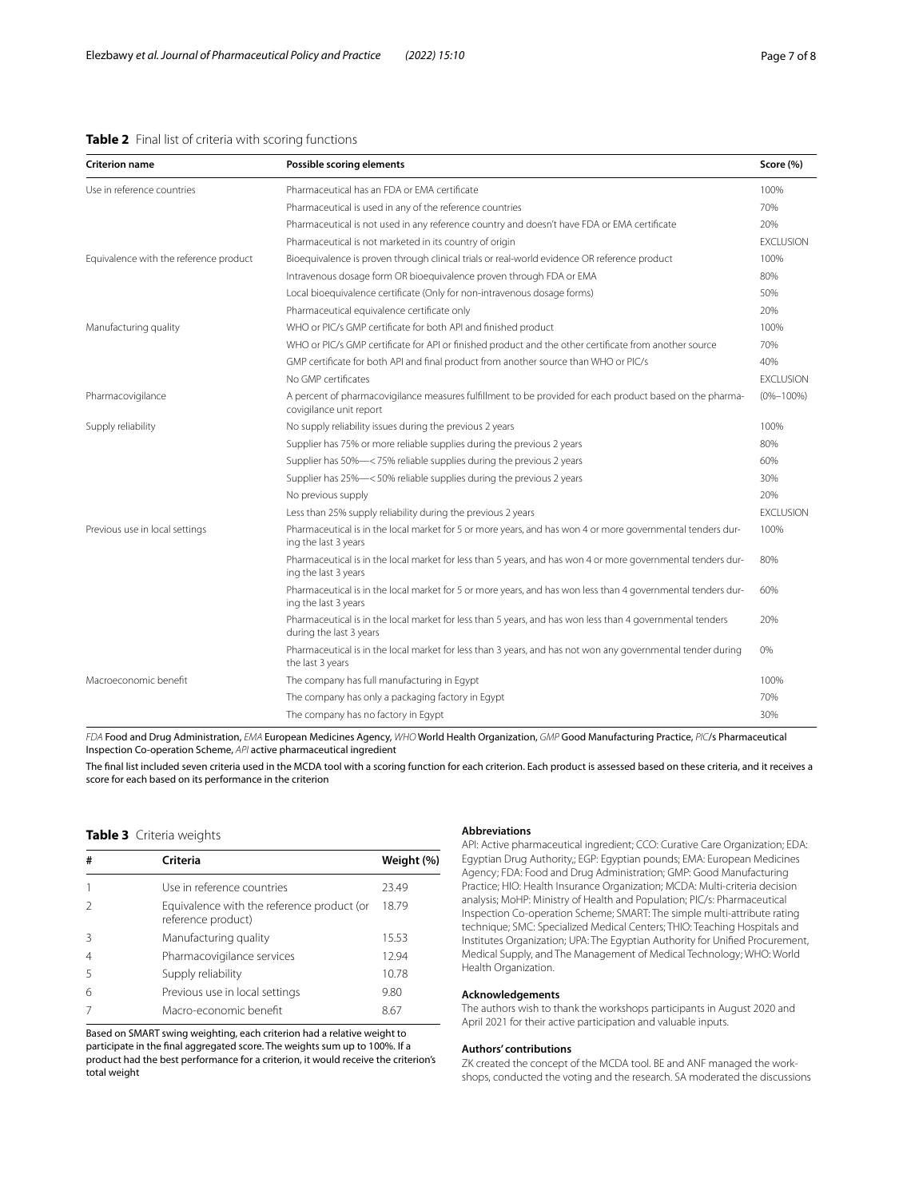**Table 2** Final list of criteria with scoring functions

| Criterion name | Possible scoring elements | Score (%) |
|---|---|---|
| Use in reference countries | Pharmaceutical has an FDA or EMA certificate | 100% |
| | Pharmaceutical is used in any of the reference countries | 70% |
| | Pharmaceutical is not used in any reference country and doesn't have FDA or EMA certificate | 20% |
| | Pharmaceutical is not marketed in its country of origin | EXCLUSION |
| Equivalence with the reference product | Bioequivalence is proven through clinical trials or real-world evidence OR reference product | 100% |
| | Intravenous dosage form OR bioequivalence proven through FDA or EMA | 80% |
| | Local bioequivalence certificate (Only for non-intravenous dosage forms) | 50% |
| | Pharmaceutical equivalence certificate only | 20% |
| Manufacturing quality | WHO or PIC/s GMP certificate for both API and finished product | 100% |
| | WHO or PIC/s GMP certificate for API or finished product and the other certificate from another source | 70% |
| | GMP certificate for both API and final product from another source than WHO or PIC/s | 40% |
| | No GMP certificates | EXCLUSION |
| Pharmacovigilance | A percent of pharmacovigilance measures fulfillment to be provided for each product based on the pharmacovigilance unit report | (0%–100%) |
| Supply reliability | No supply reliability issues during the previous 2 years | 100% |
| | Supplier has 75% or more reliable supplies during the previous 2 years | 80% |
| | Supplier has 50%—< 75% reliable supplies during the previous 2 years | 60% |
| | Supplier has 25%—< 50% reliable supplies during the previous 2 years | 30% |
| | No previous supply | 20% |
| | Less than 25% supply reliability during the previous 2 years | EXCLUSION |
| Previous use in local settings | Pharmaceutical is in the local market for 5 or more years, and has won 4 or more governmental tenders during the last 3 years | 100% |
| | Pharmaceutical is in the local market for less than 5 years, and has won 4 or more governmental tenders during the last 3 years | 80% |
| | Pharmaceutical is in the local market for 5 or more years, and has won less than 4 governmental tenders during the last 3 years | 60% |
| | Pharmaceutical is in the local market for less than 5 years, and has won less than 4 governmental tenders during the last 3 years | 20% |
| | Pharmaceutical is in the local market for less than 3 years, and has not won any governmental tender during the last 3 years | 0% |
| Macroeconomic benefit | The company has full manufacturing in Egypt | 100% |
| | The company has only a packaging factory in Egypt | 70% |
| | The company has no factory in Egypt | 30% |

*FDA* Food and Drug Administration, *EMA* European Medicines Agency, *WHO* World Health Organization, *GMP* Good Manufacturing Practice, *PIC*/s Pharmaceutical Inspection Co-operation Scheme, *API* active pharmaceutical ingredient

The final list included seven criteria used in the MCDA tool with a scoring function for each criterion. Each product is assessed based on these criteria, and it receives a score for each based on its performance in the criterion

**Table 3** Criteria weights

| # | Criteria | Weight (%) |
|---|---|---|
| 1 | Use in reference countries | 23.49 |
| 2 | Equivalence with the reference product (or reference product) | 18.79 |
| 3 | Manufacturing quality | 15.53 |
| 4 | Pharmacovigilance services | 12.94 |
| 5 | Supply reliability | 10.78 |
| 6 | Previous use in local settings | 9.80 |
| 7 | Macro-economic benefit | 8.67 |

Based on SMART swing weighting, each criterion had a relative weight to participate in the final aggregated score. The weights sum up to 100%. If a product had the best performance for a criterion, it would receive the criterion's total weight

#### Abbreviations

API: Active pharmaceutical ingredient; CCO: Curative Care Organization; EDA: Egyptian Drug Authority,; EGP: Egyptian pounds; EMA: European Medicines Agency; FDA: Food and Drug Administration; GMP: Good Manufacturing Practice; HIO: Health Insurance Organization; MCDA: Multi-criteria decision analysis; MoHP: Ministry of Health and Population; PIC/s: Pharmaceutical Inspection Co-operation Scheme; SMART: The simple multi-attribute rating technique; SMC: Specialized Medical Centers; THIO: Teaching Hospitals and Institutes Organization; UPA: The Egyptian Authority for Unified Procurement, Medical Supply, and The Management of Medical Technology; WHO: World Health Organization.

#### Acknowledgements

The authors wish to thank the workshops participants in August 2020 and April 2021 for their active participation and valuable inputs.

#### Authors' contributions

ZK created the concept of the MCDA tool. BE and ANF managed the workshops, conducted the voting and the research. SA moderated the discussions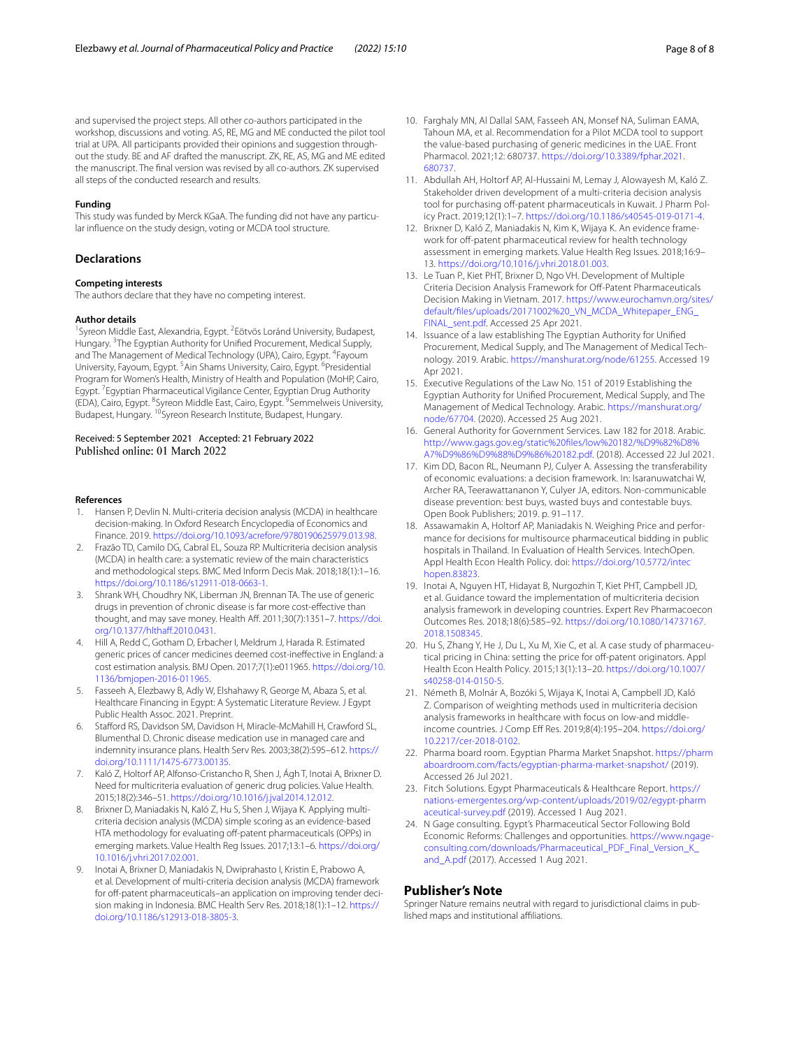and supervised the project steps. All other co-authors participated in the workshop, discussions and voting. AS, RE, MG and ME conducted the pilot tool trial at UPA. All participants provided their opinions and suggestion throughout the study. BE and AF drafted the manuscript. ZK, RE, AS, MG and ME edited the manuscript. The final version was revised by all co-authors. ZK supervised all steps of the conducted research and results.

### Funding

This study was funded by Merck KGaA. The funding did not have any particular influence on the study design, voting or MCDA tool structure.

## Declarations

### Competing interests

The authors declare that they have no competing interest.

### Author details

[1]Syreon Middle East, Alexandria, Egypt. [2]Eötvös Loránd University, Budapest, Hungary. [3]The Egyptian Authority for Unified Procurement, Medical Supply, and The Management of Medical Technology (UPA), Cairo, Egypt. [4]Fayoum University, Fayoum, Egypt. [5]Ain Shams University, Cairo, Egypt. [6]Presidential Program for Women's Health, Ministry of Health and Population (MoHP, Cairo, Egypt. [7]Egyptian Pharmaceutical Vigilance Center, Egyptian Drug Authority (EDA), Cairo, Egypt. [8]Syreon Middle East, Cairo, Egypt. [9]Semmelweis University, Budapest, Hungary. [10]Syreon Research Institute, Budapest, Hungary.

Received: 5 September 2021 Accepted: 21 February 2022
Published online: 01 March 2022

### References

1. Hansen P, Devlin N. Multi-criteria decision analysis (MCDA) in healthcare decision-making. In Oxford Research Encyclopedia of Economics and Finance. 2019. https://doi.org/10.1093/acrefore/9780190625979.013.98.
2. Frazão TD, Camilo DG, Cabral EL, Souza RP. Multicriteria decision analysis (MCDA) in health care: a systematic review of the main characteristics and methodological steps. BMC Med Inform Decis Mak. 2018;18(1):1–16. https://doi.org/10.1186/s12911-018-0663-1.
3. Shrank WH, Choudhry NK, Liberman JN, Brennan TA. The use of generic drugs in prevention of chronic disease is far more cost-effective than thought, and may save money. Health Aff. 2011;30(7):1351–7. https://doi.org/10.1377/hlthaff.2010.0431.
4. Hill A, Redd C, Gotham D, Erbacher I, Meldrum J, Harada R. Estimated generic prices of cancer medicines deemed cost-ineffective in England: a cost estimation analysis. BMJ Open. 2017;7(1):e011965. https://doi.org/10.1136/bmjopen-2016-011965.
5. Fasseeh A, Elezbawy B, Adly W, Elshahawy R, George M, Abaza S, et al. Healthcare Financing in Egypt: A Systematic Literature Review. J Egypt Public Health Assoc. 2021. Preprint.
6. Stafford RS, Davidson SM, Davidson H, Miracle-McMahill H, Crawford SL, Blumenthal D. Chronic disease medication use in managed care and indemnity insurance plans. Health Serv Res. 2003;38(2):595–612. https://doi.org/10.1111/1475-6773.00135.
7. Kaló Z, Holtorf AP, Alfonso-Cristancho R, Shen J, Ágh T, Inotai A, Brixner D. Need for multicriteria evaluation of generic drug policies. Value Health. 2015;18(2):346–51. https://doi.org/10.1016/j.jval.2014.12.012.
8. Brixner D, Maniadakis N, Kaló Z, Hu S, Shen J, Wijaya K. Applying multi-criteria decision analysis (MCDA) simple scoring as an evidence-based HTA methodology for evaluating off-patent pharmaceuticals (OPPs) in emerging markets. Value Health Reg Issues. 2017;13:1–6. https://doi.org/10.1016/j.vhri.2017.02.001.
9. Inotai A, Brixner D, Maniadakis N, Dwiprahasto I, Kristin E, Prabowo A, et al. Development of multi-criteria decision analysis (MCDA) framework for off-patent pharmaceuticals–an application on improving tender decision making in Indonesia. BMC Health Serv Res. 2018;18(1):1–12. https://doi.org/10.1186/s12913-018-3805-3.
10. Farghaly MN, Al Dallal SAM, Fasseeh AN, Monsef NA, Suliman EAMA, Tahoun MA, et al. Recommendation for a Pilot MCDA tool to support the value-based purchasing of generic medicines in the UAE. Front Pharmacol. 2021;12: 680737. https://doi.org/10.3389/fphar.2021.680737.
11. Abdullah AH, Holtorf AP, Al-Hussaini M, Lemay J, Alowayesh M, Kaló Z. Stakeholder driven development of a multi-criteria decision analysis tool for purchasing off-patent pharmaceuticals in Kuwait. J Pharm Policy Pract. 2019;12(1):1–7. https://doi.org/10.1186/s40545-019-0171-4.
12. Brixner D, Kaló Z, Maniadakis N, Kim K, Wijaya K. An evidence framework for off-patent pharmaceutical review for health technology assessment in emerging markets. Value Health Reg Issues. 2018;16:9–13. https://doi.org/10.1016/j.vhri.2018.01.003.
13. Le Tuan P., Kiet PHT, Brixner D, Ngo VH. Development of Multiple Criteria Decision Analysis Framework for Off-Patent Pharmaceuticals Decision Making in Vietnam. 2017. https://www.eurochamvn.org/sites/default/files/uploads/20171002%20_VN_MCDA_Whitepaper_ENG_FINAL_sent.pdf. Accessed 25 Apr 2021.
14. Issuance of a law establishing The Egyptian Authority for Unified Procurement, Medical Supply, and The Management of Medical Technology. 2019. Arabic. https://manshurat.org/node/61255. Accessed 19 Apr 2021.
15. Executive Regulations of the Law No. 151 of 2019 Establishing the Egyptian Authority for Unified Procurement, Medical Supply, and The Management of Medical Technology. Arabic. https://manshurat.org/node/67704. (2020). Accessed 25 Aug 2021.
16. General Authority for Government Services. Law 182 for 2018. Arabic. http://www.gags.gov.eg/static%20files/low%20182/%D9%82%D8%A7%D9%86%D9%88%D9%86%20182.pdf. (2018). Accessed 22 Jul 2021.
17. Kim DD, Bacon RL, Neumann PJ, Culyer A. Assessing the transferability of economic evaluations: a decision framework. In: Isaranuwatchai W, Archer RA, Teerawattananon Y, Culyer JA, editors. Non-communicable disease prevention: best buys, wasted buys and contestable buys. Open Book Publishers; 2019. p. 91–117.
18. Assawamakin A, Holtorf AP, Maniadakis N. Weighing Price and performance for decisions for multisource pharmaceutical bidding in public hospitals in Thailand. In Evaluation of Health Services. IntechOpen. Appl Health Econ Health Policy. doi: https://doi.org/10.5772/intechopen.83823.
19. Inotai A, Nguyen HT, Hidayat B, Nurgozhin T, Kiet PHT, Campbell JD, et al. Guidance toward the implementation of multicriteria decision analysis framework in developing countries. Expert Rev Pharmacoecon Outcomes Res. 2018;18(6):585–92. https://doi.org/10.1080/14737167.2018.1508345.
20. Hu S, Zhang Y, He J, Du L, Xu M, Xie C, et al. A case study of pharmaceutical pricing in China: setting the price for off-patent originators. Appl Health Econ Health Policy. 2015;13(1):13–20. https://doi.org/10.1007/s40258-014-0150-5.
21. Németh B, Molnár A, Bozóki S, Wijaya K, Inotai A, Campbell JD, Kaló Z. Comparison of weighting methods used in multicriteria decision analysis frameworks in healthcare with focus on low-and middle-income countries. J Comp Eff Res. 2019;8(4):195–204. https://doi.org/10.2217/cer-2018-0102.
22. Pharma board room. Egyptian Pharma Market Snapshot. https://pharmaboardroom.com/facts/egyptian-pharma-market-snapshot/ (2019). Accessed 26 Jul 2021.
23. Fitch Solutions. Egypt Pharmaceuticals & Healthcare Report. https://nations-emergentes.org/wp-content/uploads/2019/02/egypt-pharmaceutical-survey.pdf (2019). Accessed 1 Aug 2021.
24. N Gage consulting. Egypt's Pharmaceutical Sector Following Bold Economic Reforms: Challenges and opportunities. https://www.ngage-consulting.com/downloads/Pharmaceutical_PDF_Final_Version_K_and_A.pdf (2017). Accessed 1 Aug 2021.

## Publisher's Note

Springer Nature remains neutral with regard to jurisdictional claims in published maps and institutional affiliations.